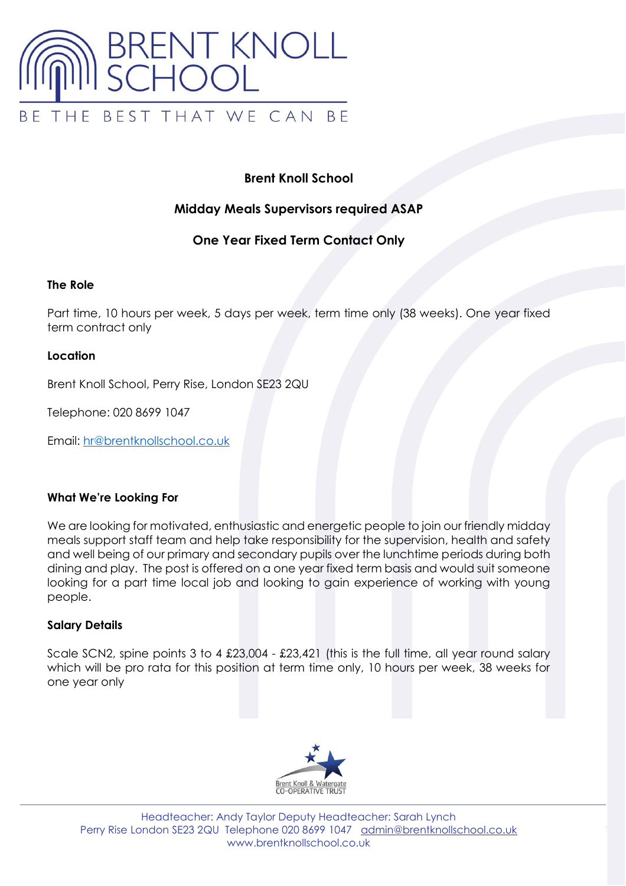# BRENT KNOLL SCHOOL

BE THE BEST THAT WE CAN BE

**Brent Knoll School**

**Midday Meals Supervisors required ASAP**

**One Year Fixed Term Contact Only**

### The Role

Part time, 10 hours per week, 5 days per week, term time only (38 weeks). One year fixed term contract only

### Location

Brent Knoll School, Perry Rise, London SE23 2QU

Telephone: 020 8699 1047

Email: hr@brentknollschool.co.uk

### What We're Looking For

We are looking for motivated, enthusiastic and energetic people to join our friendly midday meals support staff team and help take responsibility for the supervision, health and safety and well being of our primary and secondary pupils over the lunchtime periods during both dining and play. The post is offered on a one year fixed term basis and would suit someone looking for a part time local job and looking to gain experience of working with young people.

### Salary Details

Scale SCN2, spine points 3 to 4 £23,004 - £23,421 (this is the full time, all year round salary which will be pro rata for this position at term time only, 10 hours per week, 38 weeks for one year only

Brent Knoll & Watergate CO-OPERATIVE TRUST

Headteacher: Andy Taylor Deputy Headteacher: Sarah Lynch
Perry Rise London SE23 2QU Telephone 020 8699 1047 admin@brentknollschool.co.uk
www.brentknollschool.co.uk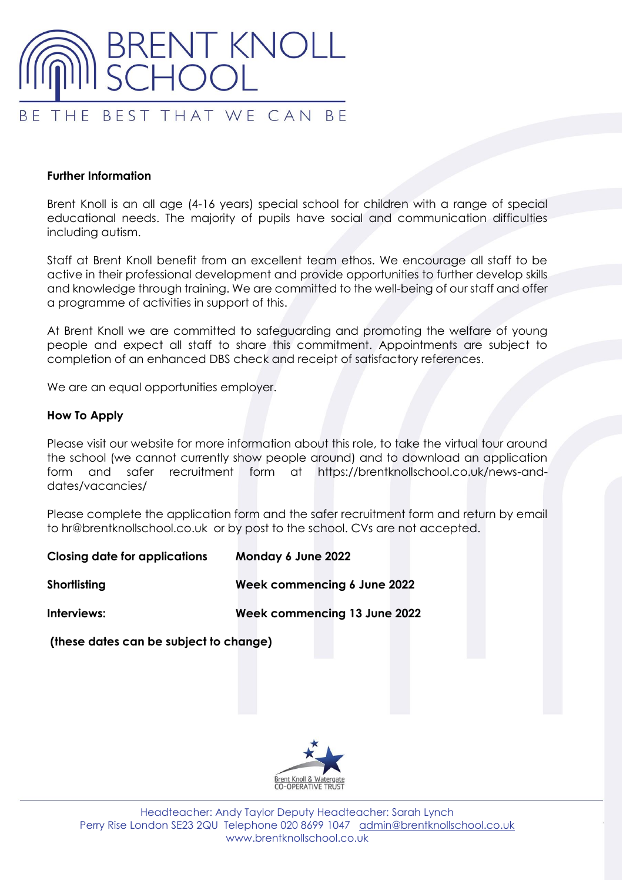# BRENT KNOLL SCHOOL

BE THE BEST THAT WE CAN BE

**Further Information**

Brent Knoll is an all age (4-16 years) special school for children with a range of special educational needs. The majority of pupils have social and communication difficulties including autism.

Staff at Brent Knoll benefit from an excellent team ethos. We encourage all staff to be active in their professional development and provide opportunities to further develop skills and knowledge through training. We are committed to the well-being of our staff and offer a programme of activities in support of this.

At Brent Knoll we are committed to safeguarding and promoting the welfare of young people and expect all staff to share this commitment. Appointments are subject to completion of an enhanced DBS check and receipt of satisfactory references.

We are an equal opportunities employer.

**How To Apply**

Please visit our website for more information about this role, to take the virtual tour around the school (we cannot currently show people around) and to download an application form and safer recruitment form at https://brentknollschool.co.uk/news-and-dates/vacancies/

Please complete the application form and the safer recruitment form and return by email to hr@brentknollschool.co.uk or by post to the school. CVs are not accepted.

| | |
|---|---|
| **Closing date for applications** | **Monday 6 June 2022** |
| **Shortlisting** | **Week commencing 6 June 2022** |
| **Interviews:** | **Week commencing 13 June 2022** |

**(these dates can be subject to change)**

Brent Knoll & Watergate CO-OPERATIVE TRUST

Headteacher: Andy Taylor Deputy Headteacher: Sarah Lynch
Perry Rise London SE23 2QU Telephone 020 8699 1047 admin@brentknollschool.co.uk
www.brentknollschool.co.uk